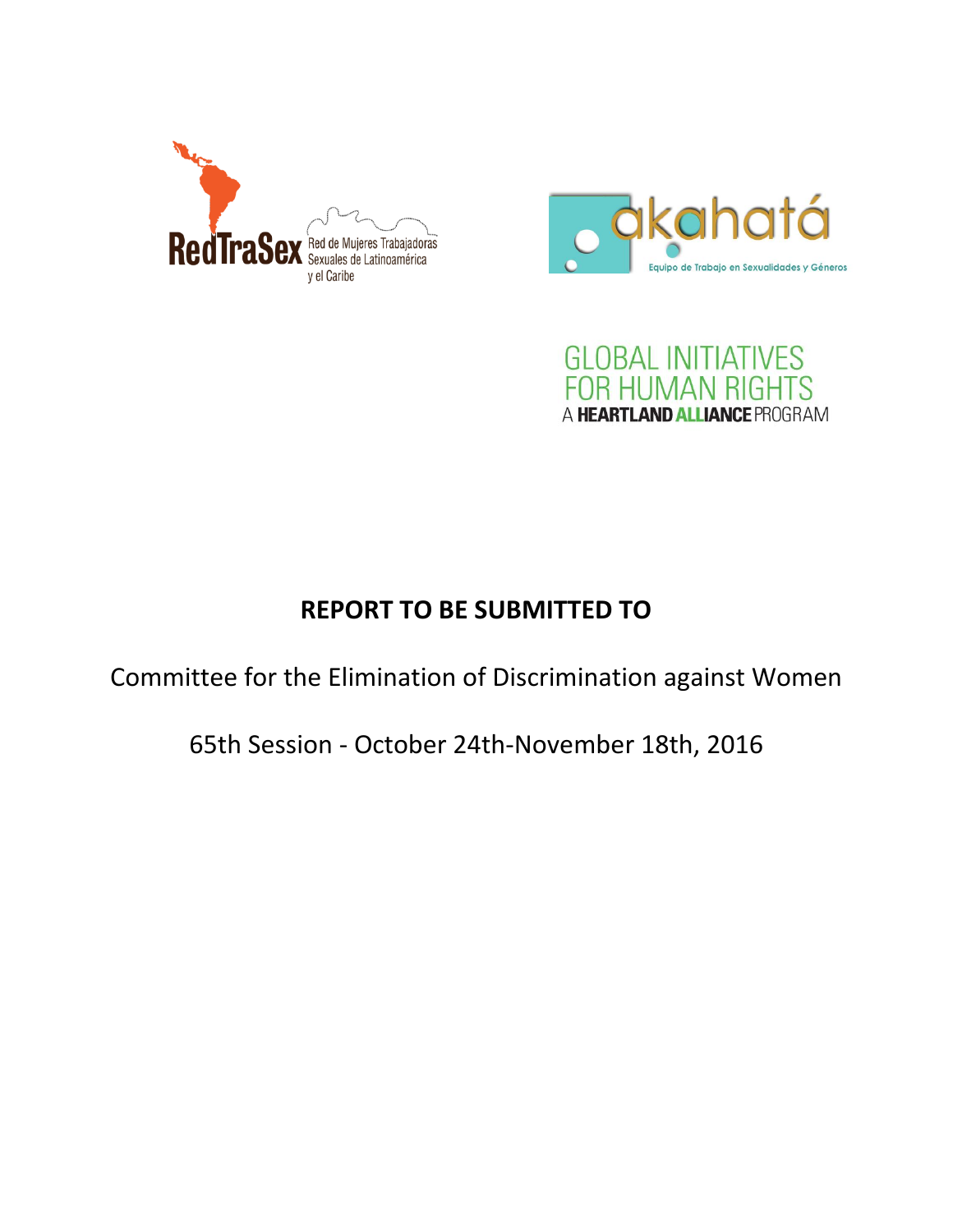RedTraSex Red de Mujeres Trabajadoras Sexuales de Latinoamérica y el Caribe

akahatá Equipo de Trabajo en Sexualidades y Géneros

GLOBAL INITIATIVES FOR HUMAN RIGHTS
A HEARTLAND ALLIANCE PROGRAM

# REPORT TO BE SUBMITTED TO

Committee for the Elimination of Discrimination against Women

65th Session - October 24th-November 18th, 2016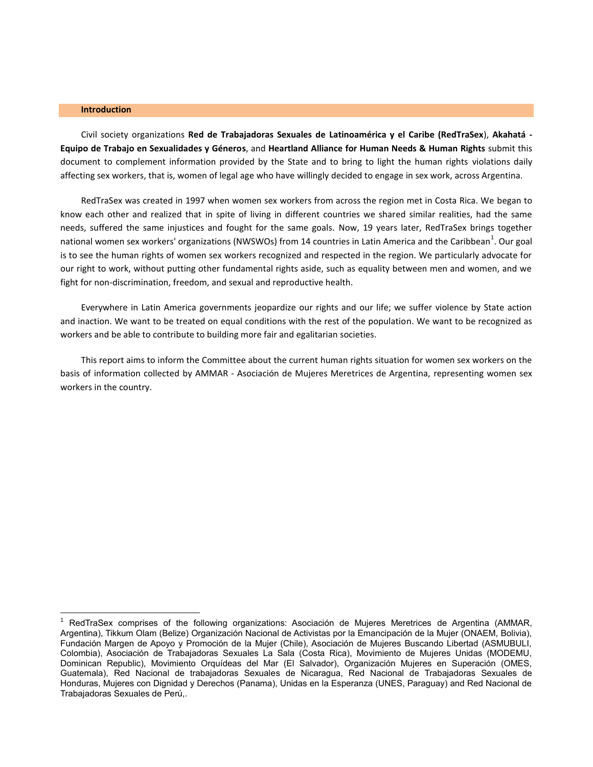## Introduction

Civil society organizations **Red de Trabajadoras Sexuales de Latinoamérica y el Caribe (RedTraSex**), **Akahatá - Equipo de Trabajo en Sexualidades y Géneros**, and **Heartland Alliance for Human Needs & Human Rights** submit this document to complement information provided by the State and to bring to light the human rights violations daily affecting sex workers, that is, women of legal age who have willingly decided to engage in sex work, across Argentina.

RedTraSex was created in 1997 when women sex workers from across the region met in Costa Rica. We began to know each other and realized that in spite of living in different countries we shared similar realities, had the same needs, suffered the same injustices and fought for the same goals. Now, 19 years later, RedTraSex brings together national women sex workers' organizations (NWSWOs) from 14 countries in Latin America and the Caribbean[1]. Our goal is to see the human rights of women sex workers recognized and respected in the region. We particularly advocate for our right to work, without putting other fundamental rights aside, such as equality between men and women, and we fight for non-discrimination, freedom, and sexual and reproductive health.

Everywhere in Latin America governments jeopardize our rights and our life; we suffer violence by State action and inaction. We want to be treated on equal conditions with the rest of the population. We want to be recognized as workers and be able to contribute to building more fair and egalitarian societies.

This report aims to inform the Committee about the current human rights situation for women sex workers on the basis of information collected by AMMAR - Asociación de Mujeres Meretrices de Argentina, representing women sex workers in the country.

---

[1] RedTraSex comprises of the following organizations: Asociación de Mujeres Meretrices de Argentina (AMMAR, Argentina), Tikkum Olam (Belize) Organización Nacional de Activistas por la Emancipación de la Mujer (ONAEM, Bolivia), Fundación Margen de Apoyo y Promoción de la Mujer (Chile), Asociación de Mujeres Buscando Libertad (ASMUBULI, Colombia), Asociación de Trabajadoras Sexuales La Sala (Costa Rica), Movimiento de Mujeres Unidas (MODEMU, Dominican Republic), Movimiento Orquídeas del Mar (El Salvador), Organización Mujeres en Superación (OMES, Guatemala), Red Nacional de trabajadoras Sexuales de Nicaragua, Red Nacional de Trabajadoras Sexuales de Honduras, Mujeres con Dignidad y Derechos (Panama), Unidas en la Esperanza (UNES, Paraguay) and Red Nacional de Trabajadoras Sexuales de Perú,.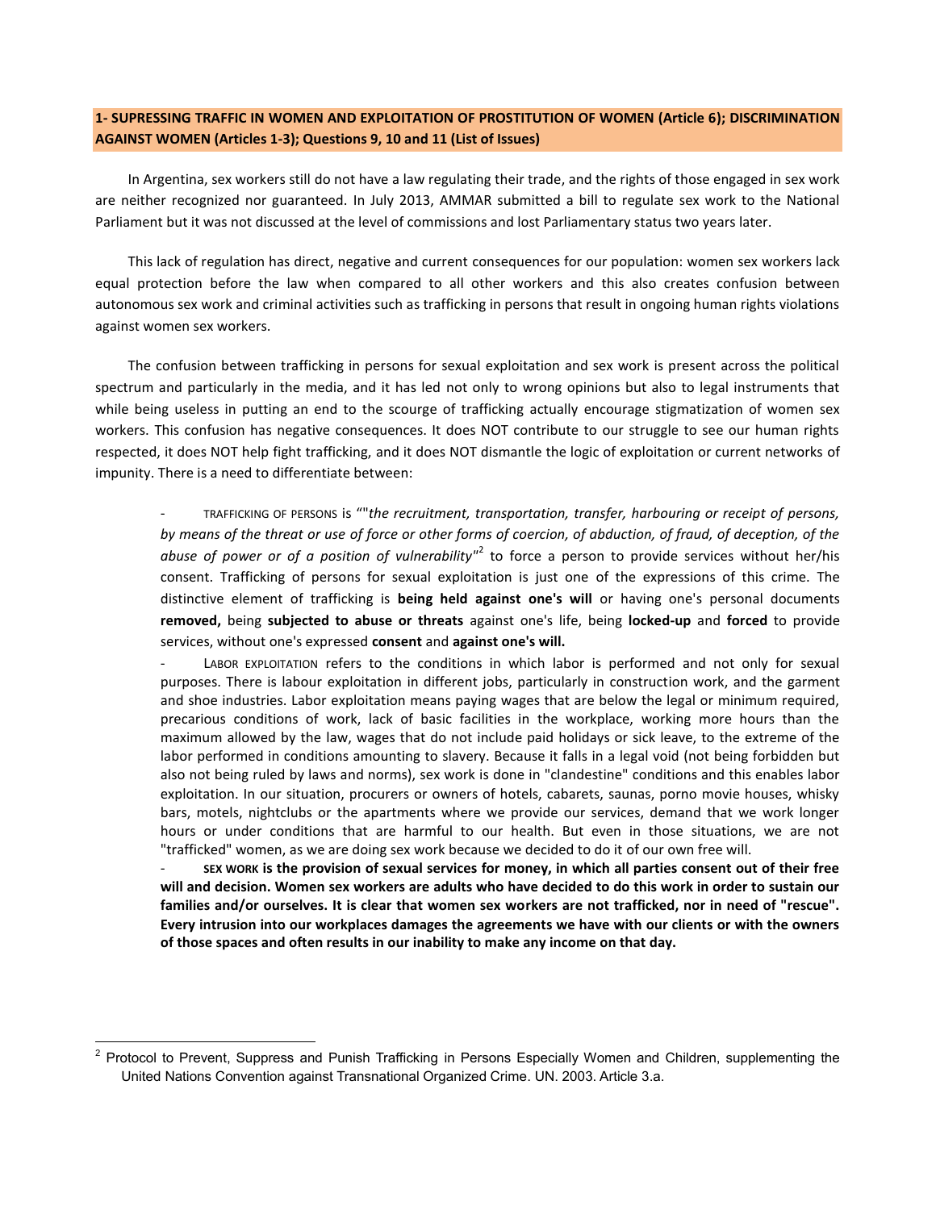## 1- SUPRESSING TRAFFIC IN WOMEN AND EXPLOITATION OF PROSTITUTION OF WOMEN (Article 6); DISCRIMINATION AGAINST WOMEN (Articles 1-3); Questions 9, 10 and 11 (List of Issues)

In Argentina, sex workers still do not have a law regulating their trade, and the rights of those engaged in sex work are neither recognized nor guaranteed. In July 2013, AMMAR submitted a bill to regulate sex work to the National Parliament but it was not discussed at the level of commissions and lost Parliamentary status two years later.

This lack of regulation has direct, negative and current consequences for our population: women sex workers lack equal protection before the law when compared to all other workers and this also creates confusion between autonomous sex work and criminal activities such as trafficking in persons that result in ongoing human rights violations against women sex workers.

The confusion between trafficking in persons for sexual exploitation and sex work is present across the political spectrum and particularly in the media, and it has led not only to wrong opinions but also to legal instruments that while being useless in putting an end to the scourge of trafficking actually encourage stigmatization of women sex workers. This confusion has negative consequences. It does NOT contribute to our struggle to see our human rights respected, it does NOT help fight trafficking, and it does NOT dismantle the logic of exploitation or current networks of impunity. There is a need to differentiate between:

- TRAFFICKING OF PERSONS is ""*the recruitment, transportation, transfer, harbouring or receipt of persons, by means of the threat or use of force or other forms of coercion, of abduction, of fraud, of deception, of the abuse of power or of a position of vulnerability"*[2] to force a person to provide services without her/his consent. Trafficking of persons for sexual exploitation is just one of the expressions of this crime. The distinctive element of trafficking is **being held against one's will** or having one's personal documents **removed,** being **subjected to abuse or threats** against one's life, being **locked-up** and **forced** to provide services, without one's expressed **consent** and **against one's will.**
- LABOR EXPLOITATION refers to the conditions in which labor is performed and not only for sexual purposes. There is labour exploitation in different jobs, particularly in construction work, and the garment and shoe industries. Labor exploitation means paying wages that are below the legal or minimum required, precarious conditions of work, lack of basic facilities in the workplace, working more hours than the maximum allowed by the law, wages that do not include paid holidays or sick leave, to the extreme of the labor performed in conditions amounting to slavery. Because it falls in a legal void (not being forbidden but also not being ruled by laws and norms), sex work is done in "clandestine" conditions and this enables labor exploitation. In our situation, procurers or owners of hotels, cabarets, saunas, porno movie houses, whisky bars, motels, nightclubs or the apartments where we provide our services, demand that we work longer hours or under conditions that are harmful to our health. But even in those situations, we are not "trafficked" women, as we are doing sex work because we decided to do it of our own free will.
- **SEX WORK is the provision of sexual services for money, in which all parties consent out of their free will and decision. Women sex workers are adults who have decided to do this work in order to sustain our families and/or ourselves. It is clear that women sex workers are not trafficked, nor in need of "rescue". Every intrusion into our workplaces damages the agreements we have with our clients or with the owners of those spaces and often results in our inability to make any income on that day.**

[2] Protocol to Prevent, Suppress and Punish Trafficking in Persons Especially Women and Children, supplementing the United Nations Convention against Transnational Organized Crime. UN. 2003. Article 3.a.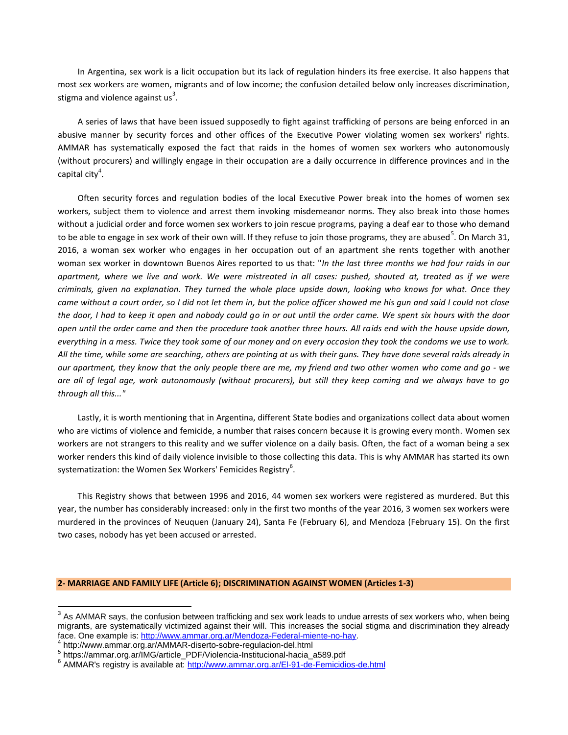In Argentina, sex work is a licit occupation but its lack of regulation hinders its free exercise. It also happens that most sex workers are women, migrants and of low income; the confusion detailed below only increases discrimination, stigma and violence against us[3].

A series of laws that have been issued supposedly to fight against trafficking of persons are being enforced in an abusive manner by security forces and other offices of the Executive Power violating women sex workers' rights. AMMAR has systematically exposed the fact that raids in the homes of women sex workers who autonomously (without procurers) and willingly engage in their occupation are a daily occurrence in difference provinces and in the capital city[4].

Often security forces and regulation bodies of the local Executive Power break into the homes of women sex workers, subject them to violence and arrest them invoking misdemeanor norms. They also break into those homes without a judicial order and force women sex workers to join rescue programs, paying a deaf ear to those who demand to be able to engage in sex work of their own will. If they refuse to join those programs, they are abused[5]. On March 31, 2016, a woman sex worker who engages in her occupation out of an apartment she rents together with another woman sex worker in downtown Buenos Aires reported to us that: "*In the last three months we had four raids in our apartment, where we live and work. We were mistreated in all cases: pushed, shouted at, treated as if we were criminals, given no explanation. They turned the whole place upside down, looking who knows for what. Once they came without a court order, so I did not let them in, but the police officer showed me his gun and said I could not close the door, I had to keep it open and nobody could go in or out until the order came. We spent six hours with the door open until the order came and then the procedure took another three hours. All raids end with the house upside down, everything in a mess. Twice they took some of our money and on every occasion they took the condoms we use to work. All the time, while some are searching, others are pointing at us with their guns. They have done several raids already in our apartment, they know that the only people there are me, my friend and two other women who come and go - we are all of legal age, work autonomously (without procurers), but still they keep coming and we always have to go through all this...*"

Lastly, it is worth mentioning that in Argentina, different State bodies and organizations collect data about women who are victims of violence and femicide, a number that raises concern because it is growing every month. Women sex workers are not strangers to this reality and we suffer violence on a daily basis. Often, the fact of a woman being a sex worker renders this kind of daily violence invisible to those collecting this data. This is why AMMAR has started its own systematization: the Women Sex Workers' Femicides Registry[6].

This Registry shows that between 1996 and 2016, 44 women sex workers were registered as murdered. But this year, the number has considerably increased: only in the first two months of the year 2016, 3 women sex workers were murdered in the provinces of Neuquen (January 24), Santa Fe (February 6), and Mendoza (February 15). On the first two cases, nobody has yet been accused or arrested.

## 2- MARRIAGE AND FAMILY LIFE (Article 6); DISCRIMINATION AGAINST WOMEN (Articles 1-3)

---

[3] As AMMAR says, the confusion between trafficking and sex work leads to undue arrests of sex workers who, when being migrants, are systematically victimized against their will. This increases the social stigma and discrimination they already face. One example is: http://www.ammar.org.ar/Mendoza-Federal-miente-no-hay.

[4] http://www.ammar.org.ar/AMMAR-diserto-sobre-regulacion-del.html

[5] https://ammar.org.ar/IMG/article_PDF/Violencia-Institucional-hacia_a589.pdf

[6] AMMAR's registry is available at: http://www.ammar.org.ar/El-91-de-Femicidios-de.html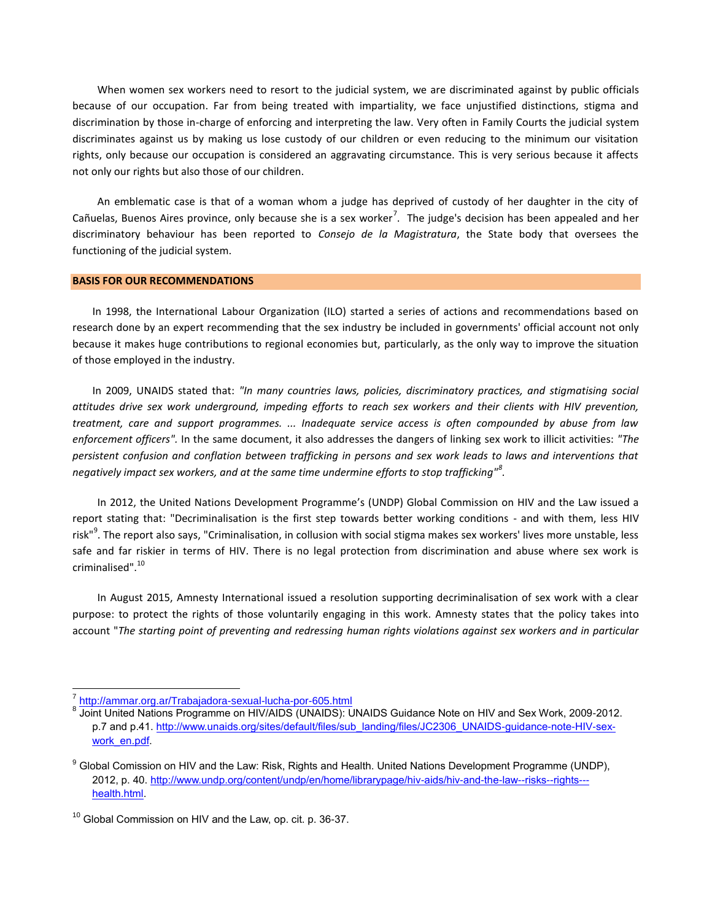When women sex workers need to resort to the judicial system, we are discriminated against by public officials because of our occupation. Far from being treated with impartiality, we face unjustified distinctions, stigma and discrimination by those in-charge of enforcing and interpreting the law. Very often in Family Courts the judicial system discriminates against us by making us lose custody of our children or even reducing to the minimum our visitation rights, only because our occupation is considered an aggravating circumstance. This is very serious because it affects not only our rights but also those of our children.

An emblematic case is that of a woman whom a judge has deprived of custody of her daughter in the city of Cañuelas, Buenos Aires province, only because she is a sex worker[7]. The judge's decision has been appealed and her discriminatory behaviour has been reported to *Consejo de la Magistratura*, the State body that oversees the functioning of the judicial system.

## BASIS FOR OUR RECOMMENDATIONS

In 1998, the International Labour Organization (ILO) started a series of actions and recommendations based on research done by an expert recommending that the sex industry be included in governments' official account not only because it makes huge contributions to regional economies but, particularly, as the only way to improve the situation of those employed in the industry.

In 2009, UNAIDS stated that: *"In many countries laws, policies, discriminatory practices, and stigmatising social attitudes drive sex work underground, impeding efforts to reach sex workers and their clients with HIV prevention, treatment, care and support programmes. ... Inadequate service access is often compounded by abuse from law enforcement officers".* In the same document, it also addresses the dangers of linking sex work to illicit activities: *"The persistent confusion and conflation between trafficking in persons and sex work leads to laws and interventions that negatively impact sex workers, and at the same time undermine efforts to stop trafficking"[8].*

In 2012, the United Nations Development Programme's (UNDP) Global Commission on HIV and the Law issued a report stating that: "Decriminalisation is the first step towards better working conditions - and with them, less HIV risk"[9]. The report also says, "Criminalisation, in collusion with social stigma makes sex workers' lives more unstable, less safe and far riskier in terms of HIV. There is no legal protection from discrimination and abuse where sex work is criminalised".[10]

In August 2015, Amnesty International issued a resolution supporting decriminalisation of sex work with a clear purpose: to protect the rights of those voluntarily engaging in this work. Amnesty states that the policy takes into account "*The starting point of preventing and redressing human rights violations against sex workers and in particular*

---

[7] http://ammar.org.ar/Trabajadora-sexual-lucha-por-605.html

[8] Joint United Nations Programme on HIV/AIDS (UNAIDS): UNAIDS Guidance Note on HIV and Sex Work, 2009-2012. p.7 and p.41. http://www.unaids.org/sites/default/files/sub_landing/files/JC2306_UNAIDS-guidance-note-HIV-sex-work_en.pdf.

[9] Global Comission on HIV and the Law: Risk, Rights and Health. United Nations Development Programme (UNDP), 2012, p. 40. http://www.undp.org/content/undp/en/home/librarypage/hiv-aids/hiv-and-the-law--risks--rights---health.html.

[10] Global Commission on HIV and the Law, op. cit. p. 36-37.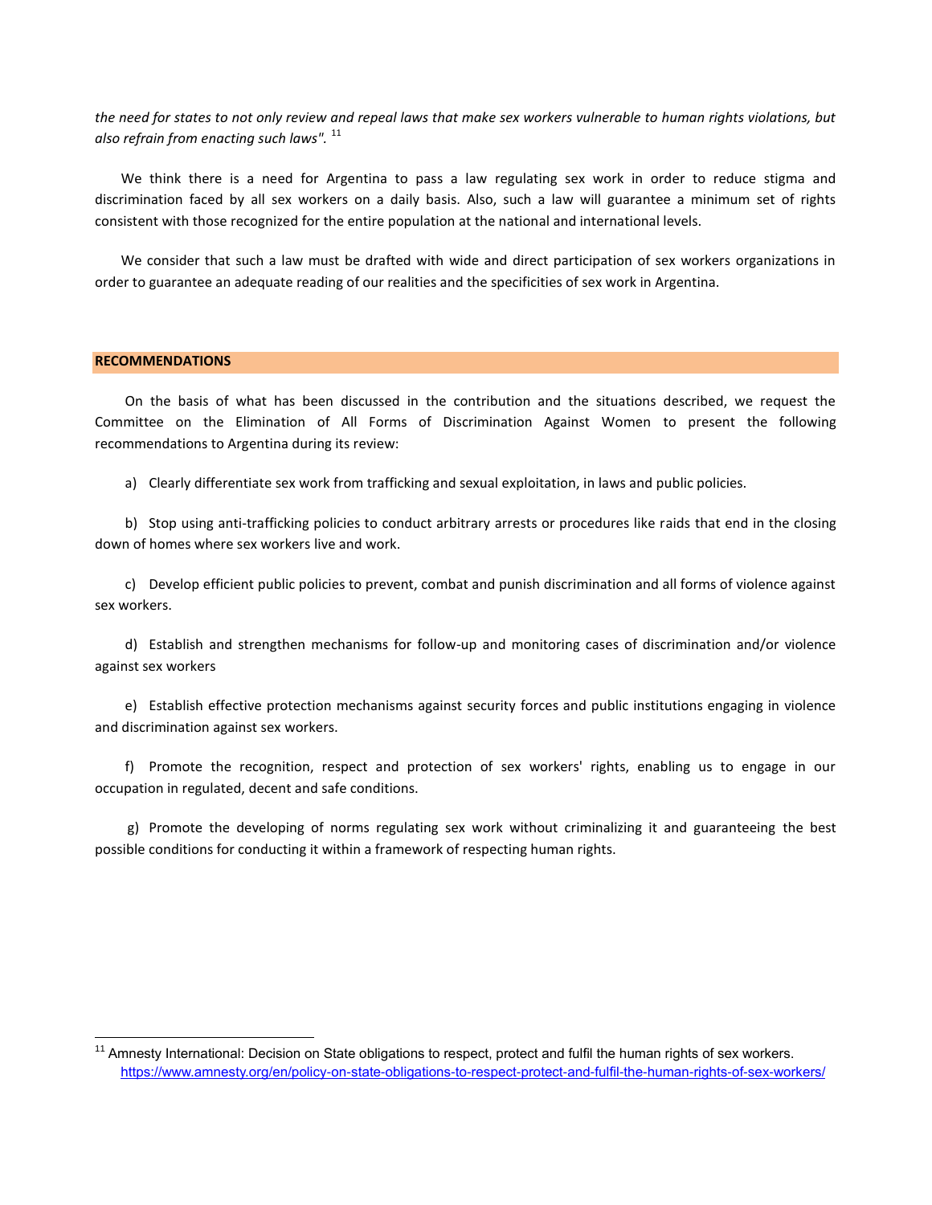*the need for states to not only review and repeal laws that make sex workers vulnerable to human rights violations, but also refrain from enacting such laws".* [11]

We think there is a need for Argentina to pass a law regulating sex work in order to reduce stigma and discrimination faced by all sex workers on a daily basis. Also, such a law will guarantee a minimum set of rights consistent with those recognized for the entire population at the national and international levels.

We consider that such a law must be drafted with wide and direct participation of sex workers organizations in order to guarantee an adequate reading of our realities and the specificities of sex work in Argentina.

## RECOMMENDATIONS

On the basis of what has been discussed in the contribution and the situations described, we request the Committee on the Elimination of All Forms of Discrimination Against Women to present the following recommendations to Argentina during its review:

a) Clearly differentiate sex work from trafficking and sexual exploitation, in laws and public policies.

b) Stop using anti-trafficking policies to conduct arbitrary arrests or procedures like raids that end in the closing down of homes where sex workers live and work.

c) Develop efficient public policies to prevent, combat and punish discrimination and all forms of violence against sex workers.

d) Establish and strengthen mechanisms for follow-up and monitoring cases of discrimination and/or violence against sex workers

e) Establish effective protection mechanisms against security forces and public institutions engaging in violence and discrimination against sex workers.

f) Promote the recognition, respect and protection of sex workers' rights, enabling us to engage in our occupation in regulated, decent and safe conditions.

g) Promote the developing of norms regulating sex work without criminalizing it and guaranteeing the best possible conditions for conducting it within a framework of respecting human rights.

---

[11] Amnesty International: Decision on State obligations to respect, protect and fulfil the human rights of sex workers. https://www.amnesty.org/en/policy-on-state-obligations-to-respect-protect-and-fulfil-the-human-rights-of-sex-workers/